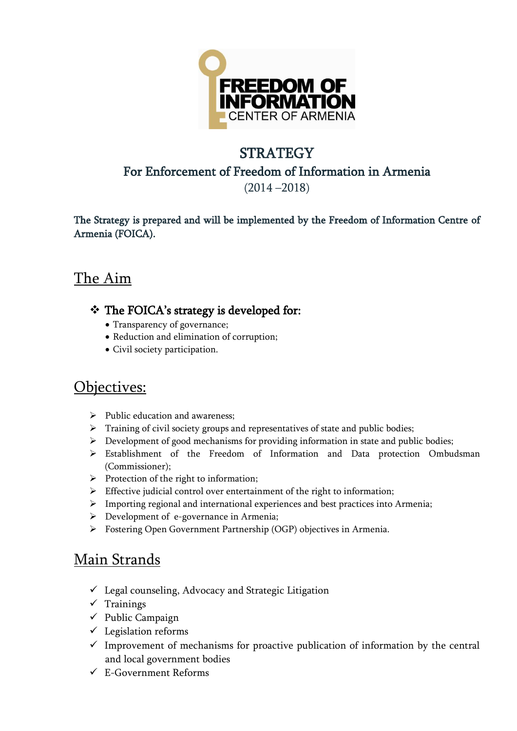# STRATEGY

## For Enforcement of Freedom of Information in Armenia

(2014 –2018)

**The Strategy is prepared and will be implemented by the Freedom of Information Centre of Armenia (FOICA).**

## The Aim

- **The FOICA's strategy is developed for:**
  - Transparency of governance;
  - Reduction and elimination of corruption;
  - Civil society participation.

## Objectives:

- Public education and awareness;
- Training of civil society groups and representatives of state and public bodies;
- Development of good mechanisms for providing information in state and public bodies;
- Establishment of the Freedom of Information and Data protection Ombudsman (Commissioner);
- Protection of the right to information;
- Effective judicial control over entertainment of the right to information;
- Importing regional and international experiences and best practices into Armenia;
- Development of e-governance in Armenia;
- Fostering Open Government Partnership (OGP) objectives in Armenia.

## Main Strands

- ✓ Legal counseling, Advocacy and Strategic Litigation
- ✓ Trainings
- ✓ Public Campaign
- ✓ Legislation reforms
- ✓ Improvement of mechanisms for proactive publication of information by the central and local government bodies
- ✓ E-Government Reforms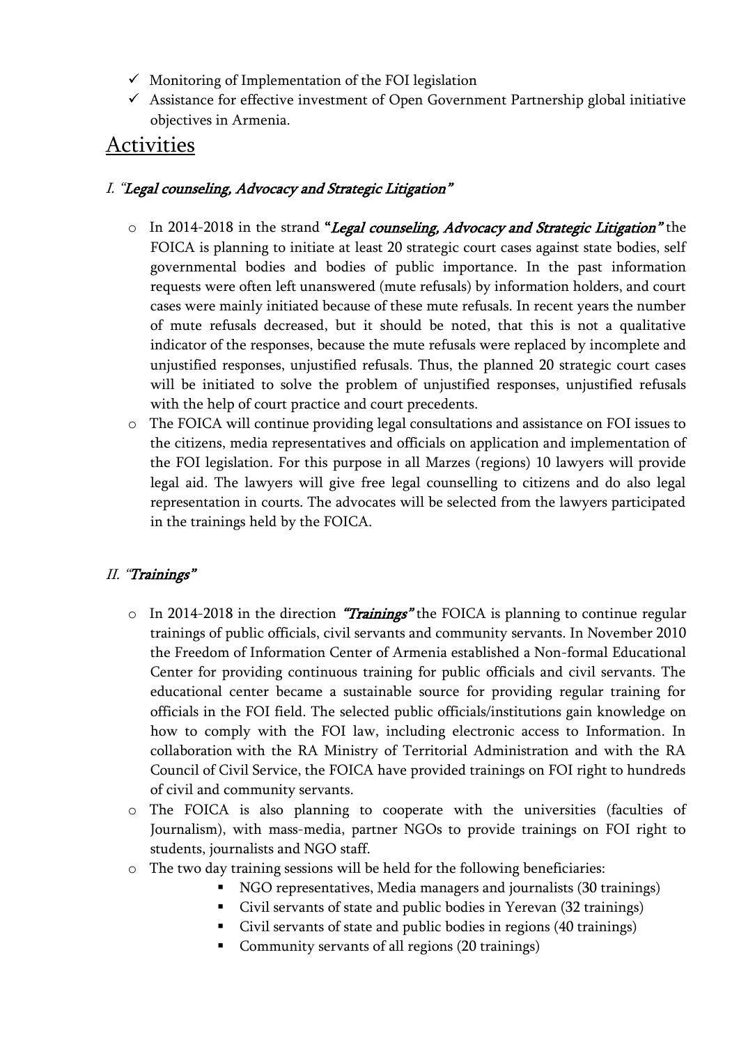- ✓ Monitoring of Implementation of the FOI legislation
- ✓ Assistance for effective investment of Open Government Partnership global initiative objectives in Armenia.

# Activities

### I. "*Legal counseling, Advocacy and Strategic Litigation*"

- In 2014-2018 in the strand "*Legal counseling, Advocacy and Strategic Litigation*" the FOICA is planning to initiate at least 20 strategic court cases against state bodies, self governmental bodies and bodies of public importance. In the past information requests were often left unanswered (mute refusals) by information holders, and court cases were mainly initiated because of these mute refusals. In recent years the number of mute refusals decreased, but it should be noted, that this is not a qualitative indicator of the responses, because the mute refusals were replaced by incomplete and unjustified responses, unjustified refusals. Thus, the planned 20 strategic court cases will be initiated to solve the problem of unjustified responses, unjustified refusals with the help of court practice and court precedents.
- The FOICA will continue providing legal consultations and assistance on FOI issues to the citizens, media representatives and officials on application and implementation of the FOI legislation. For this purpose in all Marzes (regions) 10 lawyers will provide legal aid. The lawyers will give free legal counselling to citizens and do also legal representation in courts. The advocates will be selected from the lawyers participated in the trainings held by the FOICA.

### II. "*Trainings*"

- In 2014-2018 in the direction *"Trainings"* the FOICA is planning to continue regular trainings of public officials, civil servants and community servants. In November 2010 the Freedom of Information Center of Armenia established a Non-formal Educational Center for providing continuous training for public officials and civil servants. The educational center became a sustainable source for providing regular training for officials in the FOI field. The selected public officials/institutions gain knowledge on how to comply with the FOI law, including electronic access to Information. In collaboration with the RA Ministry of Territorial Administration and with the RA Council of Civil Service, the FOICA have provided trainings on FOI right to hundreds of civil and community servants.
- The FOICA is also planning to cooperate with the universities (faculties of Journalism), with mass-media, partner NGOs to provide trainings on FOI right to students, journalists and NGO staff.
- The two day training sessions will be held for the following beneficiaries:
  - NGO representatives, Media managers and journalists (30 trainings)
  - Civil servants of state and public bodies in Yerevan (32 trainings)
  - Civil servants of state and public bodies in regions (40 trainings)
  - Community servants of all regions (20 trainings)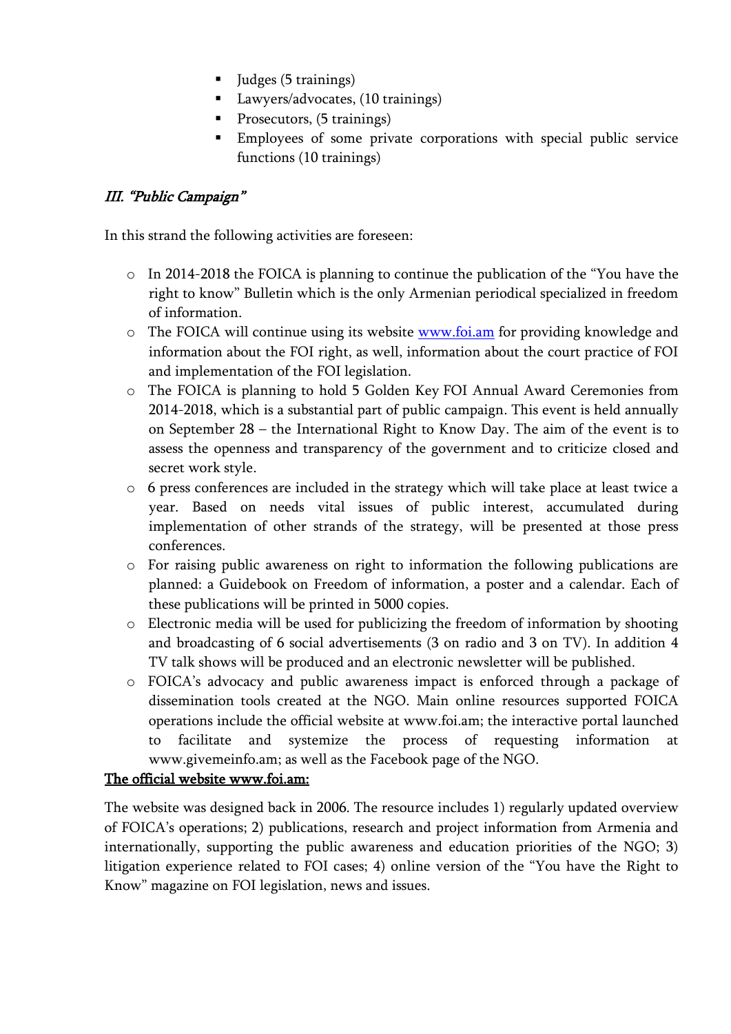- Judges (5 trainings)
- Lawyers/advocates, (10 trainings)
- Prosecutors, (5 trainings)
- Employees of some private corporations with special public service functions (10 trainings)

### *III. "Public Campaign"*

In this strand the following activities are foreseen:

- In 2014-2018 the FOICA is planning to continue the publication of the "You have the right to know" Bulletin which is the only Armenian periodical specialized in freedom of information.
- The FOICA will continue using its website [www.foi.am](www.foi.am) for providing knowledge and information about the FOI right, as well, information about the court practice of FOI and implementation of the FOI legislation.
- The FOICA is planning to hold 5 Golden Key FOI Annual Award Ceremonies from 2014-2018, which is a substantial part of public campaign. This event is held annually on September 28 – the International Right to Know Day. The aim of the event is to assess the openness and transparency of the government and to criticize closed and secret work style.
- 6 press conferences are included in the strategy which will take place at least twice a year. Based on needs vital issues of public interest, accumulated during implementation of other strands of the strategy, will be presented at those press conferences.
- For raising public awareness on right to information the following publications are planned: a Guidebook on Freedom of information, a poster and a calendar. Each of these publications will be printed in 5000 copies.
- Electronic media will be used for publicizing the freedom of information by shooting and broadcasting of 6 social advertisements (3 on radio and 3 on TV). In addition 4 TV talk shows will be produced and an electronic newsletter will be published.
- FOICA's advocacy and public awareness impact is enforced through a package of dissemination tools created at the NGO. Main online resources supported FOICA operations include the official website at www.foi.am; the interactive portal launched to facilitate and systemize the process of requesting information at www.givemeinfo.am; as well as the Facebook page of the NGO.

**The official website www.foi.am:**

The website was designed back in 2006. The resource includes 1) regularly updated overview of FOICA's operations; 2) publications, research and project information from Armenia and internationally, supporting the public awareness and education priorities of the NGO; 3) litigation experience related to FOI cases; 4) online version of the "You have the Right to Know" magazine on FOI legislation, news and issues.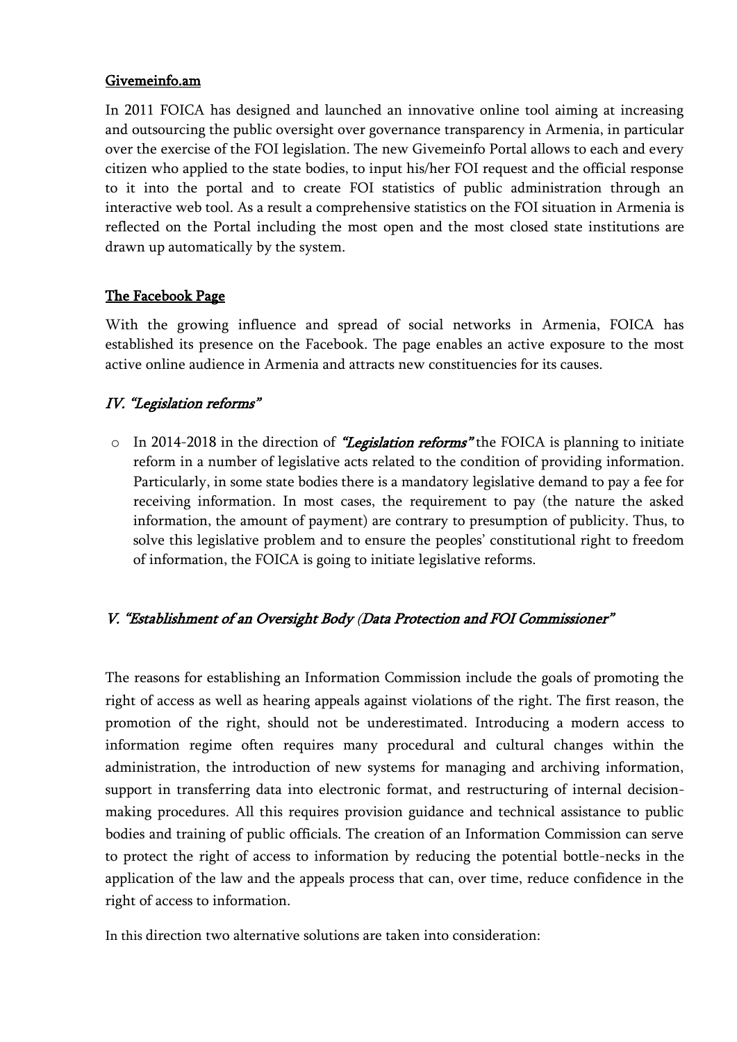**Givemeinfo.am**

In 2011 FOICA has designed and launched an innovative online tool aiming at increasing and outsourcing the public oversight over governance transparency in Armenia, in particular over the exercise of the FOI legislation. The new Givemeinfo Portal allows to each and every citizen who applied to the state bodies, to input his/her FOI request and the official response to it into the portal and to create FOI statistics of public administration through an interactive web tool. As a result a comprehensive statistics on the FOI situation in Armenia is reflected on the Portal including the most open and the most closed state institutions are drawn up automatically by the system.

**The Facebook Page**

With the growing influence and spread of social networks in Armenia, FOICA has established its presence on the Facebook. The page enables an active exposure to the most active online audience in Armenia and attracts new constituencies for its causes.

## *IV. "Legislation reforms"*

- In 2014-2018 in the direction of ***"Legislation reforms"*** the FOICA is planning to initiate reform in a number of legislative acts related to the condition of providing information. Particularly, in some state bodies there is a mandatory legislative demand to pay a fee for receiving information. In most cases, the requirement to pay (the nature the asked information, the amount of payment) are contrary to presumption of publicity. Thus, to solve this legislative problem and to ensure the peoples' constitutional right to freedom of information, the FOICA is going to initiate legislative reforms.

## *V. "Establishment of an Oversight Body (Data Protection and FOI Commissioner"*

The reasons for establishing an Information Commission include the goals of promoting the right of access as well as hearing appeals against violations of the right. The first reason, the promotion of the right, should not be underestimated. Introducing a modern access to information regime often requires many procedural and cultural changes within the administration, the introduction of new systems for managing and archiving information, support in transferring data into electronic format, and restructuring of internal decision-making procedures. All this requires provision guidance and technical assistance to public bodies and training of public officials. The creation of an Information Commission can serve to protect the right of access to information by reducing the potential bottle-necks in the application of the law and the appeals process that can, over time, reduce confidence in the right of access to information.

In this direction two alternative solutions are taken into consideration: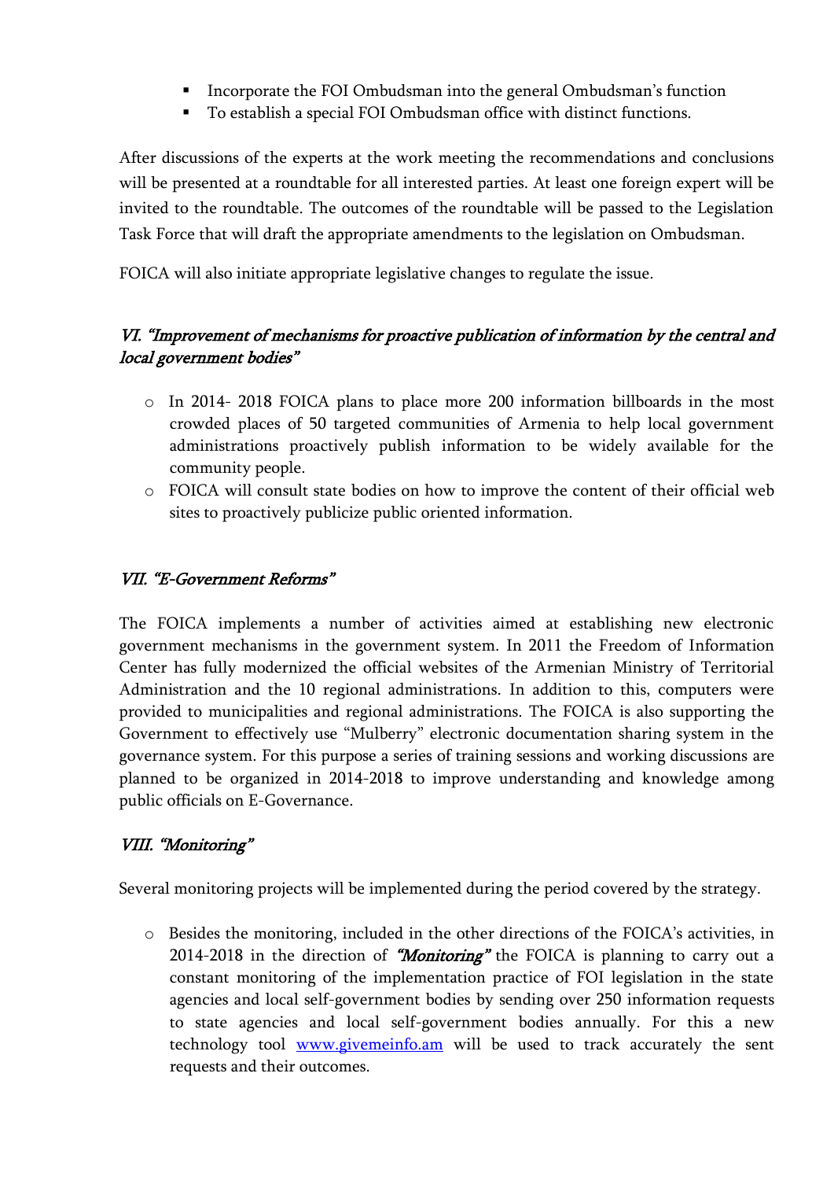- Incorporate the FOI Ombudsman into the general Ombudsman's function
- To establish a special FOI Ombudsman office with distinct functions.

After discussions of the experts at the work meeting the recommendations and conclusions will be presented at a roundtable for all interested parties. At least one foreign expert will be invited to the roundtable. The outcomes of the roundtable will be passed to the Legislation Task Force that will draft the appropriate amendments to the legislation on Ombudsman.

FOICA will also initiate appropriate legislative changes to regulate the issue.

### *VI. "Improvement of mechanisms for proactive publication of information by the central and local government bodies"*

- In 2014- 2018 FOICA plans to place more 200 information billboards in the most crowded places of 50 targeted communities of Armenia to help local government administrations proactively publish information to be widely available for the community people.
- FOICA will consult state bodies on how to improve the content of their official web sites to proactively publicize public oriented information.

### *VII. "E-Government Reforms"*

The FOICA implements a number of activities aimed at establishing new electronic government mechanisms in the government system. In 2011 the Freedom of Information Center has fully modernized the official websites of the Armenian Ministry of Territorial Administration and the 10 regional administrations. In addition to this, computers were provided to municipalities and regional administrations. The FOICA is also supporting the Government to effectively use "Mulberry" electronic documentation sharing system in the governance system. For this purpose a series of training sessions and working discussions are planned to be organized in 2014-2018 to improve understanding and knowledge among public officials on E-Governance.

### *VIII. "Monitoring"*

Several monitoring projects will be implemented during the period covered by the strategy.

- Besides the monitoring, included in the other directions of the FOICA's activities, in 2014-2018 in the direction of *"Monitoring"* the FOICA is planning to carry out a constant monitoring of the implementation practice of FOI legislation in the state agencies and local self-government bodies by sending over 250 information requests to state agencies and local self-government bodies annually. For this a new technology tool [www.givemeinfo.am](http://www.givemeinfo.am) will be used to track accurately the sent requests and their outcomes.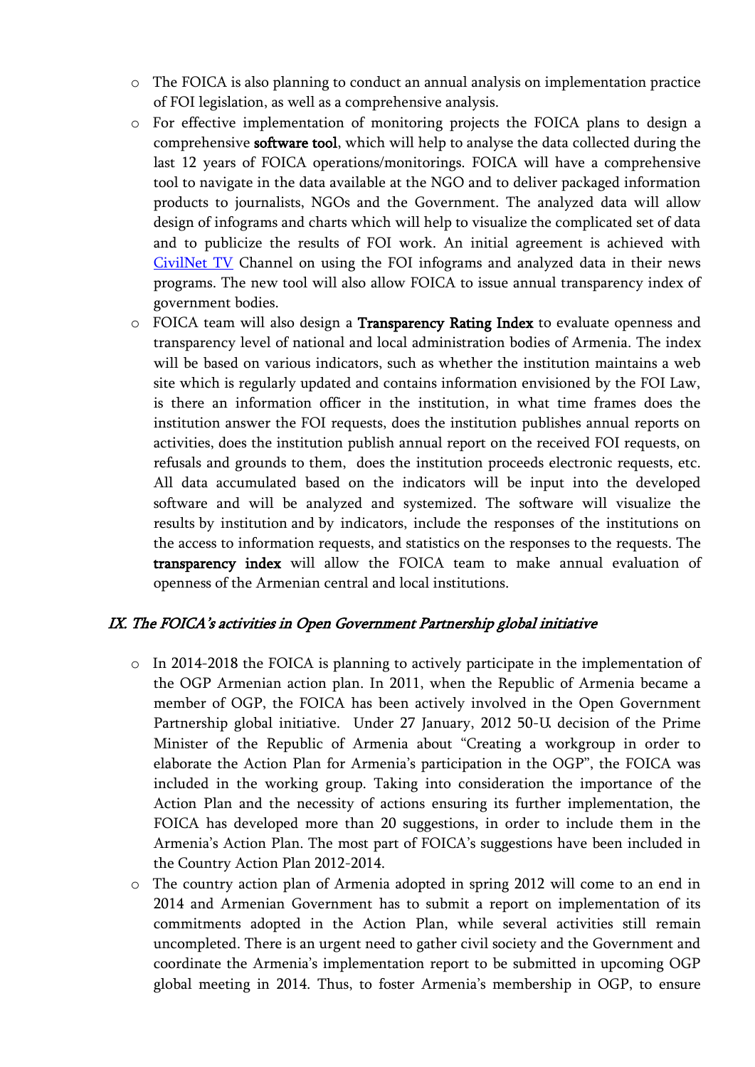- The FOICA is also planning to conduct an annual analysis on implementation practice of FOI legislation, as well as a comprehensive analysis.
- For effective implementation of monitoring projects the FOICA plans to design a comprehensive **software tool**, which will help to analyse the data collected during the last 12 years of FOICA operations/monitorings. FOICA will have a comprehensive tool to navigate in the data available at the NGO and to deliver packaged information products to journalists, NGOs and the Government. The analyzed data will allow design of infograms and charts which will help to visualize the complicated set of data and to publicize the results of FOI work. An initial agreement is achieved with [CivilNet TV](CivilNet TV) Channel on using the FOI infograms and analyzed data in their news programs. The new tool will also allow FOICA to issue annual transparency index of government bodies.
- FOICA team will also design a **Transparency Rating Index** to evaluate openness and transparency level of national and local administration bodies of Armenia. The index will be based on various indicators, such as whether the institution maintains a web site which is regularly updated and contains information envisioned by the FOI Law, is there an information officer in the institution, in what time frames does the institution answer the FOI requests, does the institution publishes annual reports on activities, does the institution publish annual report on the received FOI requests, on refusals and grounds to them, does the institution proceeds electronic requests, etc. All data accumulated based on the indicators will be input into the developed software and will be analyzed and systemized. The software will visualize the results by institution and by indicators, include the responses of the institutions on the access to information requests, and statistics on the responses to the requests. The **transparency index** will allow the FOICA team to make annual evaluation of openness of the Armenian central and local institutions.

## *IX. The FOICA's activities in Open Government Partnership global initiative*

- In 2014-2018 the FOICA is planning to actively participate in the implementation of the OGP Armenian action plan. In 2011, when the Republic of Armenia became a member of OGP, the FOICA has been actively involved in the Open Government Partnership global initiative. Under 27 January, 2012 50-Ա decision of the Prime Minister of the Republic of Armenia about "Creating a workgroup in order to elaborate the Action Plan for Armenia's participation in the OGP", the FOICA was included in the working group. Taking into consideration the importance of the Action Plan and the necessity of actions ensuring its further implementation, the FOICA has developed more than 20 suggestions, in order to include them in the Armenia's Action Plan. The most part of FOICA's suggestions have been included in the Country Action Plan 2012-2014.
- The country action plan of Armenia adopted in spring 2012 will come to an end in 2014 and Armenian Government has to submit a report on implementation of its commitments adopted in the Action Plan, while several activities still remain uncompleted. There is an urgent need to gather civil society and the Government and coordinate the Armenia's implementation report to be submitted in upcoming OGP global meeting in 2014. Thus, to foster Armenia's membership in OGP, to ensure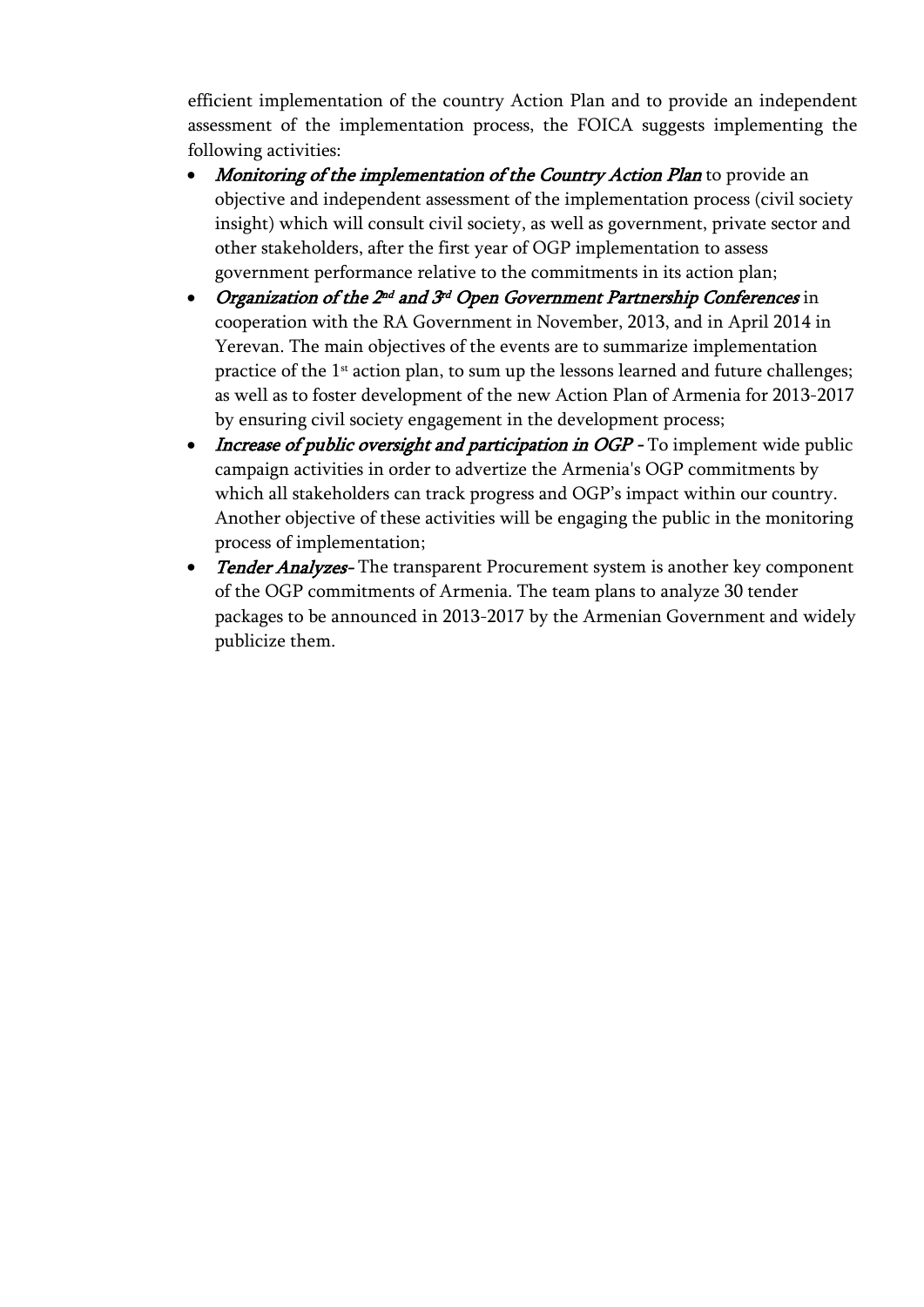efficient implementation of the country Action Plan and to provide an independent assessment of the implementation process, the FOICA suggests implementing the following activities:

- *Monitoring of the implementation of the Country Action Plan* to provide an objective and independent assessment of the implementation process (civil society insight) which will consult civil society, as well as government, private sector and other stakeholders, after the first year of OGP implementation to assess government performance relative to the commitments in its action plan;
- *Organization of the 2nd and 3rd Open Government Partnership Conferences* in cooperation with the RA Government in November, 2013, and in April 2014 in Yerevan. The main objectives of the events are to summarize implementation practice of the 1st action plan, to sum up the lessons learned and future challenges; as well as to foster development of the new Action Plan of Armenia for 2013-2017 by ensuring civil society engagement in the development process;
- *Increase of public oversight and participation in OGP* - To implement wide public campaign activities in order to advertize the Armenia's OGP commitments by which all stakeholders can track progress and OGP's impact within our country. Another objective of these activities will be engaging the public in the monitoring process of implementation;
- *Tender Analyzes*- The transparent Procurement system is another key component of the OGP commitments of Armenia. The team plans to analyze 30 tender packages to be announced in 2013-2017 by the Armenian Government and widely publicize them.